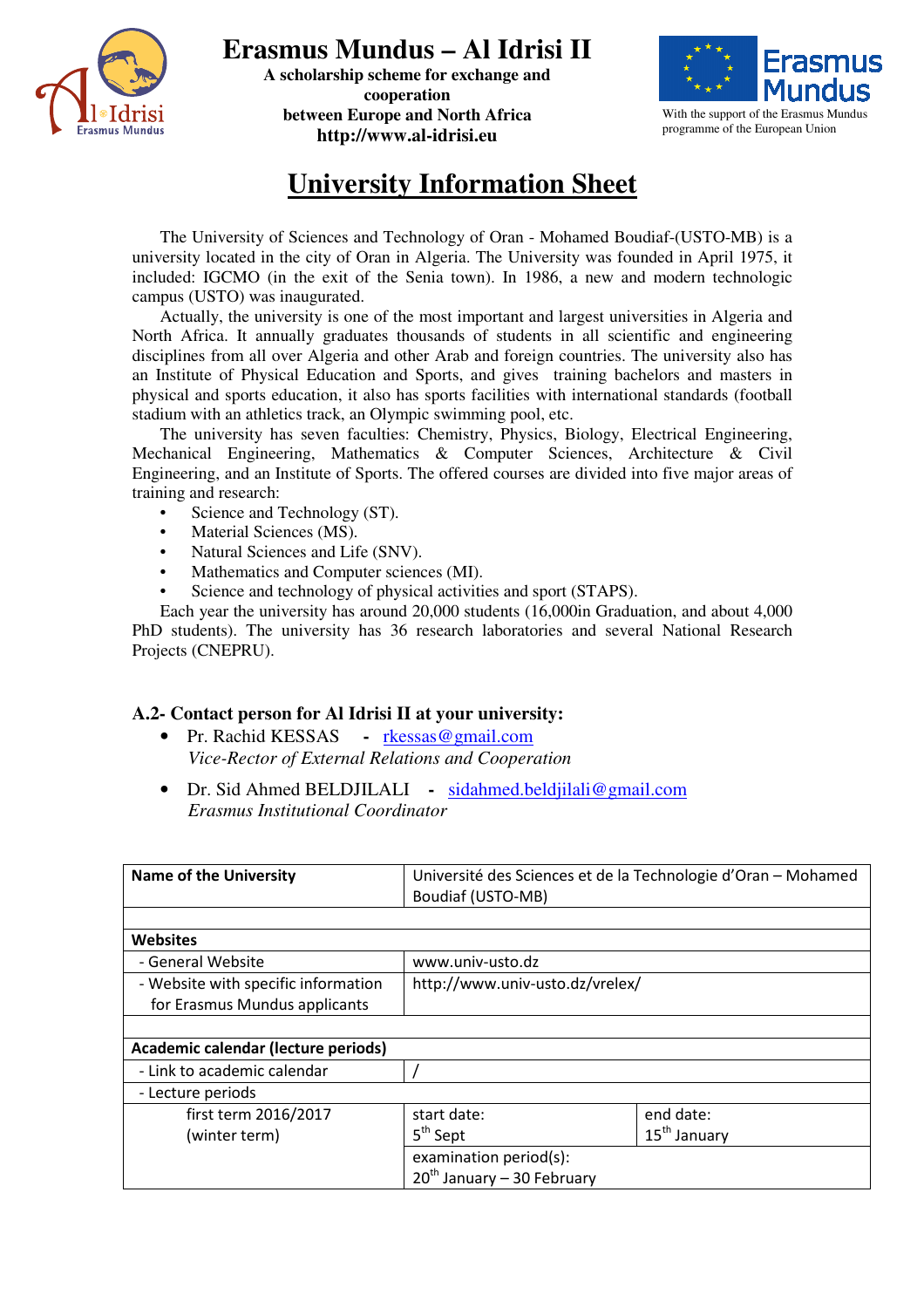# Erasmus Mundus – Al Idrisi II

**A scholarship scheme for exchange and cooperation between Europe and North Africa**
**http://www.al-idrisi.eu**

With the support of the Erasmus Mundus programme of the European Union

## University Information Sheet

The University of Sciences and Technology of Oran - Mohamed Boudiaf-(USTO-MB) is a university located in the city of Oran in Algeria. The University was founded in April 1975, it included: IGCMO (in the exit of the Senia town). In 1986, a new and modern technologic campus (USTO) was inaugurated.

Actually, the university is one of the most important and largest universities in Algeria and North Africa. It annually graduates thousands of students in all scientific and engineering disciplines from all over Algeria and other Arab and foreign countries. The university also has an Institute of Physical Education and Sports, and gives training bachelors and masters in physical and sports education, it also has sports facilities with international standards (football stadium with an athletics track, an Olympic swimming pool, etc.

The university has seven faculties: Chemistry, Physics, Biology, Electrical Engineering, Mechanical Engineering, Mathematics & Computer Sciences, Architecture & Civil Engineering, and an Institute of Sports. The offered courses are divided into five major areas of training and research:

- Science and Technology (ST).
- Material Sciences (MS).
- Natural Sciences and Life (SNV).
- Mathematics and Computer sciences (MI).
- Science and technology of physical activities and sport (STAPS).

Each year the university has around 20,000 students (16,000in Graduation, and about 4,000 PhD students). The university has 36 research laboratories and several National Research Projects (CNEPRU).

### A.2- Contact person for Al Idrisi II at your university:

- Pr. Rachid KESSAS - rkessas@gmail.com
  *Vice-Rector of External Relations and Cooperation*
- Dr. Sid Ahmed BELDJILALI - sidahmed.beldjilali@gmail.com
  *Erasmus Institutional Coordinator*

| **Name of the University** | Université des Sciences et de la Technologie d'Oran – Mohamed Boudiaf (USTO-MB) | |
|---|---|---|
| | | |
| **Websites** | | |
| - General Website | www.univ-usto.dz | |
| - Website with specific information for Erasmus Mundus applicants | http://www.univ-usto.dz/vrelex/ | |
| | | |
| **Academic calendar (lecture periods)** | | |
| - Link to academic calendar | / | |
| - Lecture periods | | |
| first term 2016/2017 (winter term) | start date: 5th Sept | end date: 15th January |
| | examination period(s): 20th January – 30 February | |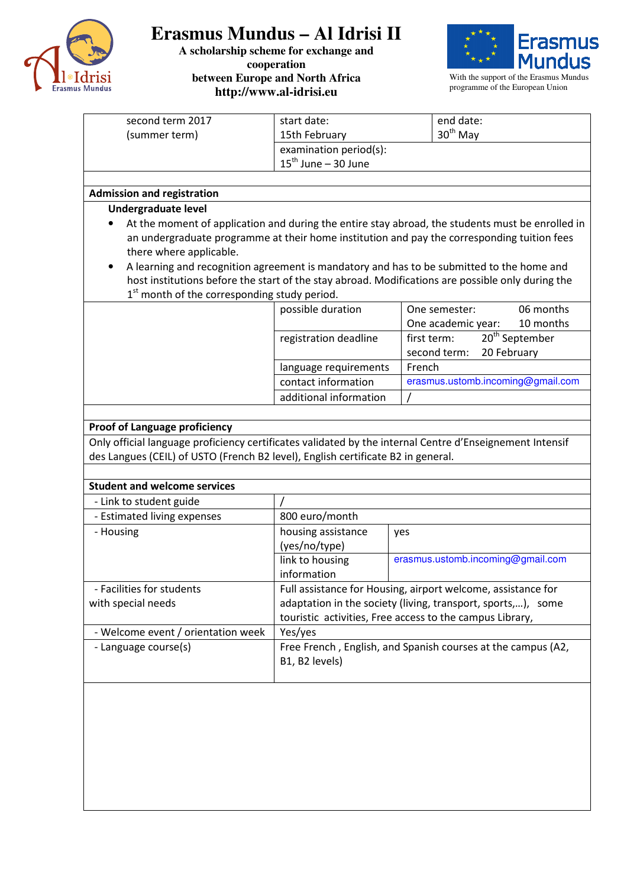# Erasmus Mundus – Al Idrisi II

**A scholarship scheme for exchange and cooperation between Europe and North Africa**
**http://www.al-idrisi.eu**

With the support of the Erasmus Mundus programme of the European Union

| second term 2017 (summer term) | start date: 15th February | end date: 30th May |
|---|---|---|
| | examination period(s): 15th June – 30 June | |

**Admission and registration**

**Undergraduate level**

- At the moment of application and during the entire stay abroad, the students must be enrolled in an undergraduate programme at their home institution and pay the corresponding tuition fees there where applicable.
- A learning and recognition agreement is mandatory and has to be submitted to the home and host institutions before the start of the stay abroad. Modifications are possible only during the 1st month of the corresponding study period.

| | | |
|---|---|---|
| possible duration | One semester: | 06 months |
| | One academic year: | 10 months |
| registration deadline | first term: | 20th September |
| | second term: | 20 February |
| language requirements | French | |
| contact information | erasmus.ustomb.incoming@gmail.com | |
| additional information | / | |

**Proof of Language proficiency**

Only official language proficiency certificates validated by the internal Centre d'Enseignement Intensif des Langues (CEIL) of USTO (French B2 level), English certificate B2 in general.

**Student and welcome services**

| | | |
|---|---|---|
| - Link to student guide | / | |
| - Estimated living expenses | 800 euro/month | |
| - Housing | housing assistance (yes/no/type) | yes |
| | link to housing information | erasmus.ustomb.incoming@gmail.com |
| - Facilities for students with special needs | Full assistance for Housing, airport welcome, assistance for adaptation in the society (living, transport, sports,…), some touristic activities, Free access to the campus Library, | |
| - Welcome event / orientation week | Yes/yes | |
| - Language course(s) | Free French , English, and Spanish courses at the campus (A2, B1, B2 levels) | |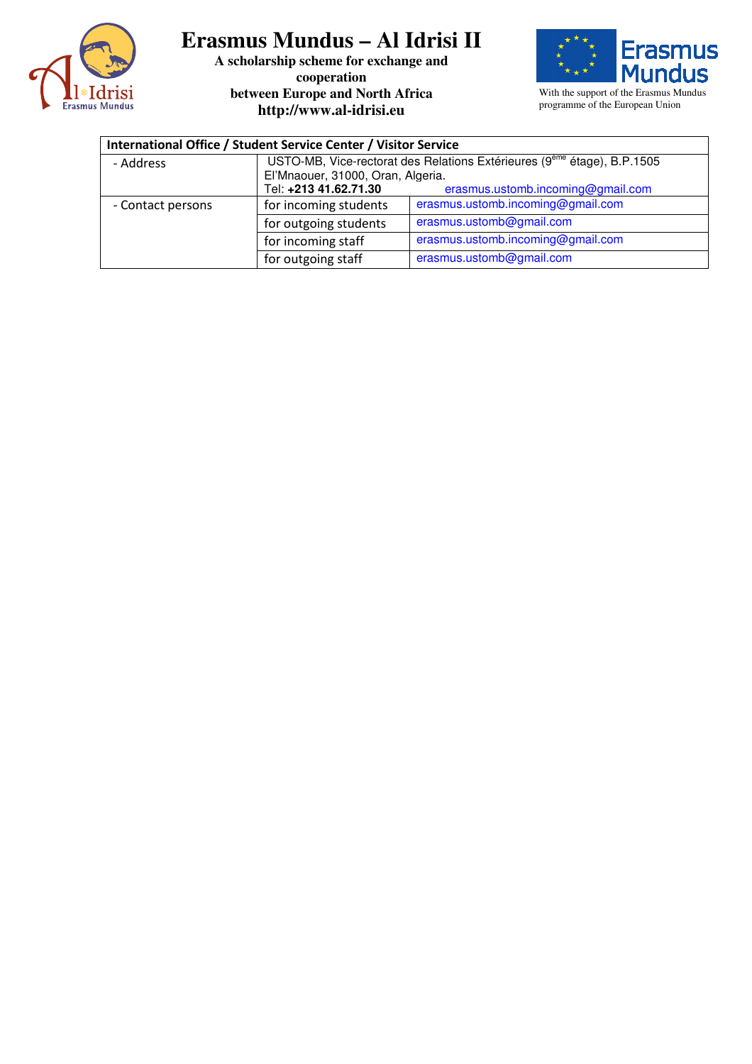# Erasmus Mundus – Al Idrisi II

**A scholarship scheme for exchange and cooperation between Europe and North Africa**
**http://www.al-idrisi.eu**

With the support of the Erasmus Mundus programme of the European Union

| International Office / Student Service Center / Visitor Service | | |
|---|---|---|
| - Address | USTO-MB, Vice-rectorat des Relations Extérieures (9ème étage), B.P.1505 El'Mnaouer, 31000, Oran, Algeria. Tel: **+213 41.62.71.30** erasmus.ustomb.incoming@gmail.com | |
| - Contact persons | for incoming students | erasmus.ustomb.incoming@gmail.com |
| | for outgoing students | erasmus.ustomb@gmail.com |
| | for incoming staff | erasmus.ustomb.incoming@gmail.com |
| | for outgoing staff | erasmus.ustomb@gmail.com |